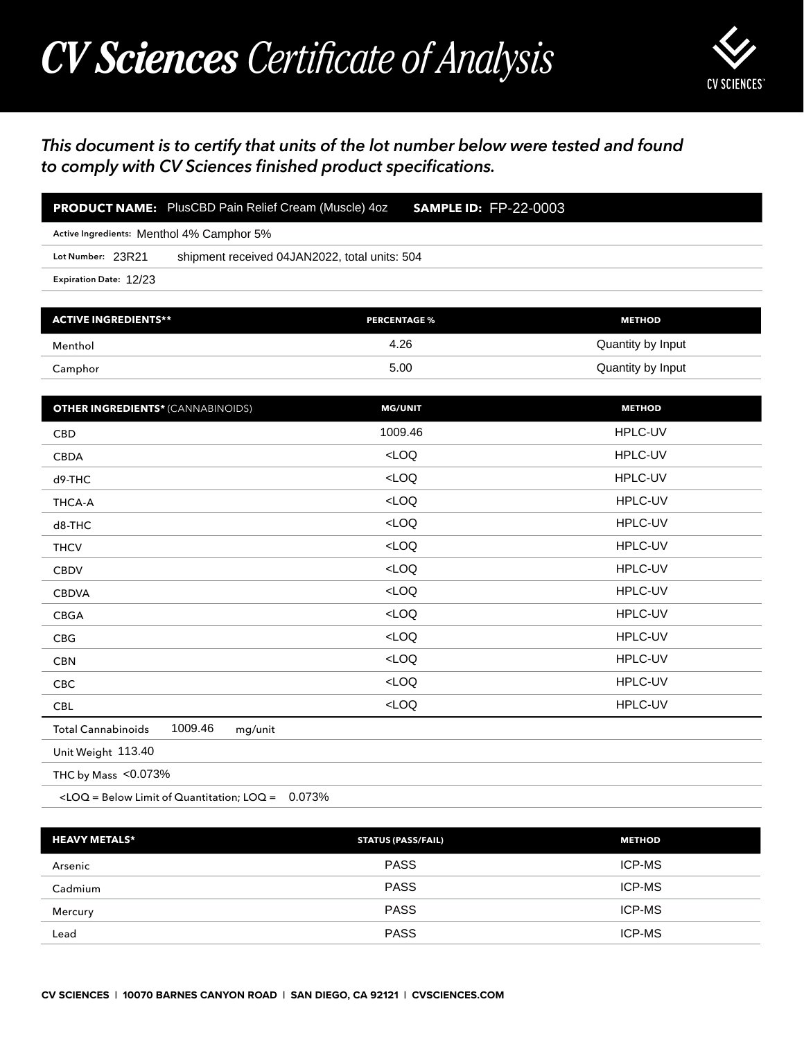# *CV Sciences Certificate of Analysis*

CV SCIENCES

***This document is to certify that units of the lot number below were tested and found to comply with CV Sciences finished product specifications.***

**PRODUCT NAME:** PlusCBD Pain Relief Cream (Muscle) 4oz **SAMPLE ID:** FP-22-0003

Active Ingredients: Menthol 4% Camphor 5%

Lot Number: 23R21 shipment received 04JAN2022, total units: 504

Expiration Date: 12/23

| ACTIVE INGREDIENTS** | PERCENTAGE % | METHOD |
|---|---|---|
| Menthol | 4.26 | Quantity by Input |
| Camphor | 5.00 | Quantity by Input |

| OTHER INGREDIENTS* (CANNABINOIDS) | MG/UNIT | METHOD |
|---|---|---|
| CBD | 1009.46 | HPLC-UV |
| CBDA | <LOQ | HPLC-UV |
| d9-THC | <LOQ | HPLC-UV |
| THCA-A | <LOQ | HPLC-UV |
| d8-THC | <LOQ | HPLC-UV |
| THCV | <LOQ | HPLC-UV |
| CBDV | <LOQ | HPLC-UV |
| CBDVA | <LOQ | HPLC-UV |
| CBGA | <LOQ | HPLC-UV |
| CBG | <LOQ | HPLC-UV |
| CBN | <LOQ | HPLC-UV |
| CBC | <LOQ | HPLC-UV |
| CBL | <LOQ | HPLC-UV |

Total Cannabinoids 1009.46 mg/unit

Unit Weight 113.40

THC by Mass <0.073%

<LOQ = Below Limit of Quantitation; LOQ = 0.073%

| HEAVY METALS* | STATUS (PASS/FAIL) | METHOD |
|---|---|---|
| Arsenic | PASS | ICP-MS |
| Cadmium | PASS | ICP-MS |
| Mercury | PASS | ICP-MS |
| Lead | PASS | ICP-MS |

**CV SCIENCES | 10070 BARNES CANYON ROAD | SAN DIEGO, CA 92121 | CVSCIENCES.COM**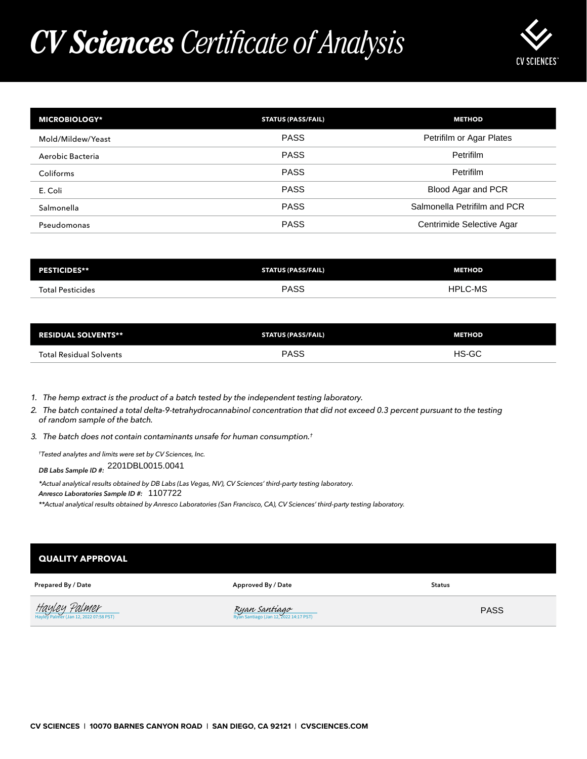# CV Sciences Certificate of Analysis

| MICROBIOLOGY* | STATUS (PASS/FAIL) | METHOD |
|---|---|---|
| Mold/Mildew/Yeast | PASS | Petrifilm or Agar Plates |
| Aerobic Bacteria | PASS | Petrifilm |
| Coliforms | PASS | Petrifilm |
| E. Coli | PASS | Blood Agar and PCR |
| Salmonella | PASS | Salmonella Petrifilm and PCR |
| Pseudomonas | PASS | Centrimide Selective Agar |

| PESTICIDES** | STATUS (PASS/FAIL) | METHOD |
|---|---|---|
| Total Pesticides | PASS | HPLC-MS |

| RESIDUAL SOLVENTS** | STATUS (PASS/FAIL) | METHOD |
|---|---|---|
| Total Residual Solvents | PASS | HS-GC |

1. *The hemp extract is the product of a batch tested by the independent testing laboratory.*
2. *The batch contained a total delta-9-tetrahydrocannabinol concentration that did not exceed 0.3 percent pursuant to the testing of random sample of the batch.*
3. *The batch does not contain contaminants unsafe for human consumption.†*

*†Tested analytes and limits were set by CV Sciences, Inc.*

***DB Labs Sample ID #:*** 2201DBL0015.0041

*\*Actual analytical results obtained by DB Labs (Las Vegas, NV), CV Sciences' third-party testing laboratory.*

***Anresco Laboratories Sample ID #:*** 1107722

*\*\*Actual analytical results obtained by Anresco Laboratories (San Francisco, CA), CV Sciences' third-party testing laboratory.*

## QUALITY APPROVAL

| Prepared By / Date | Approved By / Date | Status |
|---|---|---|
| Hayley Palmer<br>Hayley Palmer (Jan 12, 2022 07:58 PST) | Ryan Santiago<br>Ryan Santiago (Jan 12, 2022 14:17 PST) | PASS |

**CV SCIENCES | 10070 BARNES CANYON ROAD | SAN DIEGO, CA 92121 | CVSCIENCES.COM**